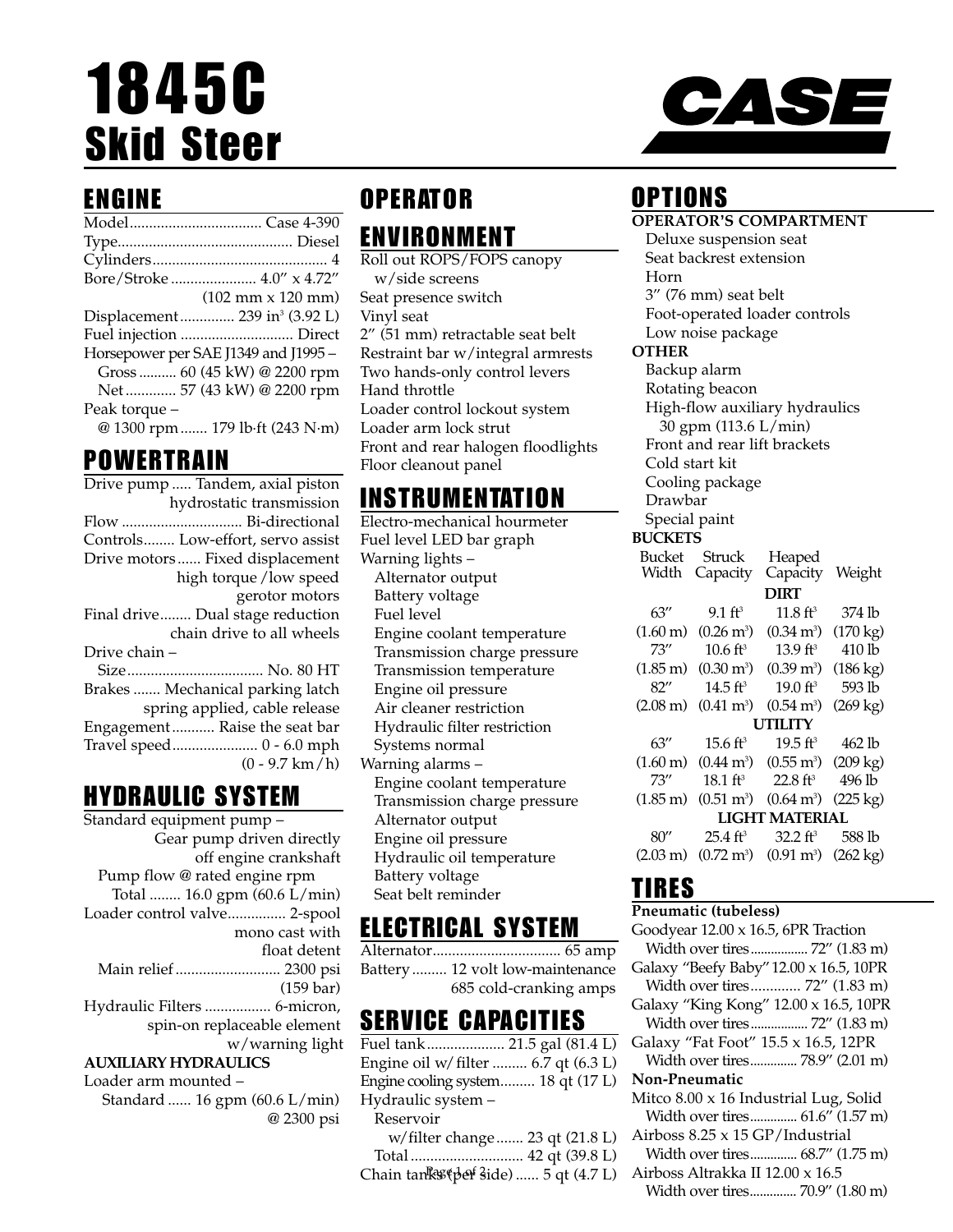# 1845C Skid Steer

CASE

## ENGINE

Model.................................. Case 4-390
Type............................................ Diesel
Cylinders............................................ 4
Bore/Stroke ...................... 4.0″ x 4.72″
(102 mm x 120 mm)
Displacement............. 239 in$^3$ (3.92 L)
Fuel injection ............................ Direct
Horsepower per SAE J1349 and J1995 –
Gross .......... 60 (45 kW) @ 2200 rpm
Net ............ 57 (43 kW) @ 2200 rpm
Peak torque –
@ 1300 rpm....... 179 lb·ft (243 N·m)

## POWERTRAIN

Drive pump ..... Tandem, axial piston hydrostatic transmission
Flow .............................. Bi-directional
Controls........ Low-effort, servo assist
Drive motors...... Fixed displacement high torque /low speed gerotor motors
Final drive........ Dual stage reduction chain drive to all wheels
Drive chain –
Size.................................. No. 80 HT
Brakes ....... Mechanical parking latch spring applied, cable release
Engagement........... Raise the seat bar
Travel speed...................... 0 - 6.0 mph
(0 - 9.7 km/h)

## HYDRAULIC SYSTEM

Standard equipment pump –
Gear pump driven directly off engine crankshaft
Pump flow @ rated engine rpm
Total ........ 16.0 gpm (60.6 L/min)
Loader control valve............... 2-spool mono cast with float detent
Main relief........................... 2300 psi
(159 bar)
Hydraulic Filters ................. 6-micron, spin-on replaceable element w/warning light

**AUXILIARY HYDRAULICS**

Loader arm mounted –
Standard ...... 16 gpm (60.6 L/min)
@ 2300 psi

## OPERATOR ENVIRONMENT

Roll out ROPS/FOPS canopy w/side screens
Seat presence switch
Vinyl seat
2″ (51 mm) retractable seat belt
Restraint bar w/integral armrests
Two hands-only control levers
Hand throttle
Loader control lockout system
Loader arm lock strut
Front and rear halogen floodlights
Floor cleanout panel

## INSTRUMENTATION

Electro-mechanical hourmeter
Fuel level LED bar graph
Warning lights –
- Alternator output
- Battery voltage
- Fuel level
- Engine coolant temperature
- Transmission charge pressure
- Transmission temperature
- Engine oil pressure
- Air cleaner restriction
- Hydraulic filter restriction
- Systems normal

Warning alarms –
- Engine coolant temperature
- Transmission charge pressure
- Alternator output
- Engine oil pressure
- Hydraulic oil temperature
- Battery voltage
- Seat belt reminder

## ELECTRICAL SYSTEM

Alternator................................. 65 amp
Battery ......... 12 volt low-maintenance 685 cold-cranking amps

## SERVICE CAPACITIES

Fuel tank.................... 21.5 gal (81.4 L)
Engine oil w/ filter ......... 6.7 qt (6.3 L)
Engine cooling system......... 18 qt (17 L)
Hydraulic system –
Reservoir
w/filter change....... 23 qt (21.8 L)
Total ............................. 42 qt (39.8 L)
Chain tanks (per side) ...... 5 qt (4.7 L)

## OPTIONS

**OPERATOR'S COMPARTMENT**
- Deluxe suspension seat
- Seat backrest extension
- Horn
- 3″ (76 mm) seat belt
- Foot-operated loader controls
- Low noise package

**OTHER**
- Backup alarm
- Rotating beacon
- High-flow auxiliary hydraulics 30 gpm (113.6 L/min)
- Front and rear lift brackets
- Cold start kit
- Cooling package
- Drawbar
- Special paint

**BUCKETS**

| Bucket Width | Struck Capacity | Heaped Capacity | Weight |
|---|---|---|---|
| **DIRT** | | | |
| 63″ (1.60 m) | 9.1 ft$^3$ (0.26 m$^3$) | 11.8 ft$^3$ (0.34 m$^3$) | 374 lb (170 kg) |
| 73″ (1.85 m) | 10.6 ft$^3$ (0.30 m$^3$) | 13.9 ft$^3$ (0.39 m$^3$) | 410 lb (186 kg) |
| 82″ (2.08 m) | 14.5 ft$^3$ (0.41 m$^3$) | 19.0 ft$^3$ (0.54 m$^3$) | 593 lb (269 kg) |
| **UTILITY** | | | |
| 63″ (1.60 m) | 15.6 ft$^3$ (0.44 m$^3$) | 19.5 ft$^3$ (0.55 m$^3$) | 462 lb (209 kg) |
| 73″ (1.85 m) | 18.1 ft$^3$ (0.51 m$^3$) | 22.8 ft$^3$ (0.64 m$^3$) | 496 lb (225 kg) |
| **LIGHT MATERIAL** | | | |
| 80″ (2.03 m) | 25.4 ft$^3$ (0.72 m$^3$) | 32.2 ft$^3$ (0.91 m$^3$) | 588 lb (262 kg) |

## TIRES

**Pneumatic (tubeless)**

Goodyear 12.00 x 16.5, 6PR Traction
Width over tires................ 72″ (1.83 m)
Galaxy "Beefy Baby" 12.00 x 16.5, 10PR
Width over tires............. 72″ (1.83 m)
Galaxy "King Kong" 12.00 x 16.5, 10PR
Width over tires................ 72″ (1.83 m)
Galaxy "Fat Foot" 15.5 x 16.5, 12PR
Width over tires............. 78.9″ (2.01 m)

**Non-Pneumatic**

Mitco 8.00 x 16 Industrial Lug, Solid
Width over tires............. 61.6″ (1.57 m)
Airboss 8.25 x 15 GP/Industrial
Width over tires............. 68.7″ (1.75 m)
Airboss Altrakka II 12.00 x 16.5
Width over tires............. 70.9″ (1.80 m)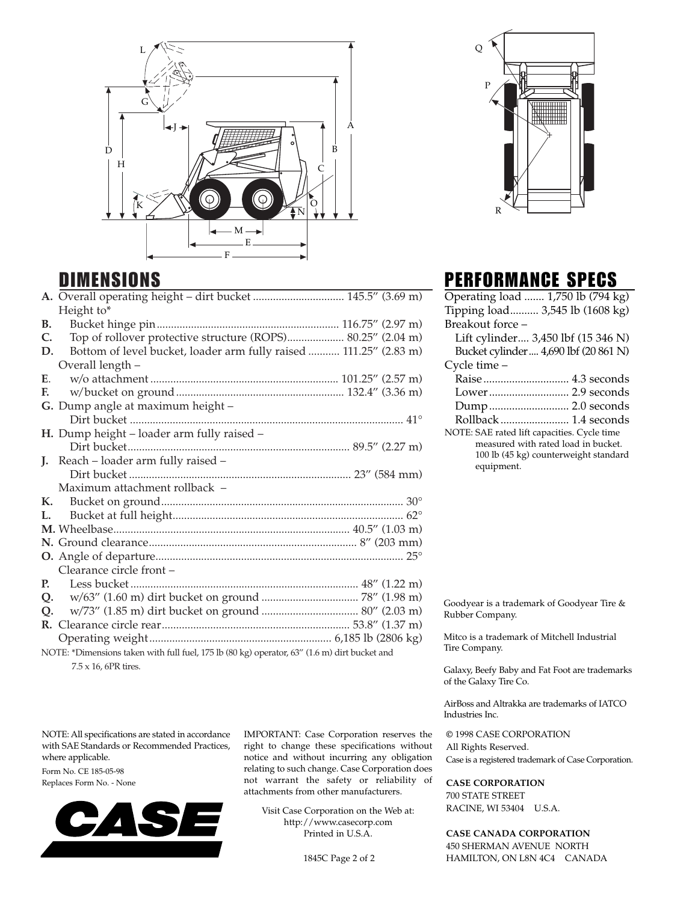L

G

D

H

K

J

A

B

C

O

N

M

E

F

Q

P

R

## DIMENSIONS

**A.** Overall operating height – dirt bucket ................................ 145.5″ (3.69 m)

Height to*

**B.** Bucket hinge pin ................................................................ 116.75″ (2.97 m)

**C.** Top of rollover protective structure (ROPS).................... 80.25″ (2.04 m)

**D.** Bottom of level bucket, loader arm fully raised ........... 111.25″ (2.83 m)

Overall length –

**E.** w/o attachment ................................................................. 101.25″ (2.57 m)

**F.** w/bucket on ground ........................................................... 132.4″ (3.36 m)

**G.** Dump angle at maximum height –
Dirt bucket ............................................................................................... 41°

**H.** Dump height – loader arm fully raised –
Dirt bucket.............................................................................. 89.5″ (2.27 m)

**J.** Reach – loader arm fully raised –
Dirt bucket ............................................................................... 23″ (584 mm)

Maximum attachment rollback –

**K.** Bucket on ground.................................................................................... 30°

**L.** Bucket at full height................................................................................ 62°

**M.** Wheelbase.................................................................................. 40.5″ (1.03 m)

**N.** Ground clearance......................................................................... 8″ (203 mm)

**O.** Angle of departure..................................................................................... 25°

Clearance circle front –

**P.** Less bucket ................................................................................ 48″ (1.22 m)

**Q.** w/63″ (1.60 m) dirt bucket on ground .................................. 78″ (1.98 m)

**Q.** w/73″ (1.85 m) dirt bucket on ground .................................. 80″ (2.03 m)

**R.** Clearance circle rear................................................................. 53.8″ (1.37 m)

Operating weight................................................................ 6,185 lb (2806 kg)

NOTE: *Dimensions taken with full fuel, 175 lb (80 kg) operator, 63″ (1.6 m) dirt bucket and 7.5 x 16, 6PR tires.

## PERFORMANCE SPECS

Operating load ....... 1,750 lb (794 kg)

Tipping load.......... 3,545 lb (1608 kg)

Breakout force –

Lift cylinder.... 3,450 lbf (15 346 N)

Bucket cylinder .... 4,690 lbf (20 861 N)

Cycle time –

Raise .............................. 4.3 seconds

Lower ............................ 2.9 seconds

Dump ............................ 2.0 seconds

Rollback ........................ 1.4 seconds

NOTE: SAE rated lift capacities. Cycle time measured with rated load in bucket. 100 lb (45 kg) counterweight standard equipment.

Goodyear is a trademark of Goodyear Tire & Rubber Company.

Mitco is a trademark of Mitchell Industrial Tire Company.

Galaxy, Beefy Baby and Fat Foot are trademarks of the Galaxy Tire Co.

AirBoss and Altrakka are trademarks of IATCO Industries Inc.

NOTE: All specifications are stated in accordance with SAE Standards or Recommended Practices, where applicable.

Form No. CE 185-05-98
Replaces Form No. - None

CASE

IMPORTANT: Case Corporation reserves the right to change these specifications without notice and without incurring any obligation relating to such change. Case Corporation does not warrant the safety or reliability of attachments from other manufacturers.

Visit Case Corporation on the Web at:
http://www.casecorp.com
Printed in U.S.A.

1845C Page 2 of 2

© 1998 CASE CORPORATION
All Rights Reserved.
Case is a registered trademark of Case Corporation.

**CASE CORPORATION**
700 STATE STREET
RACINE, WI 53404 U.S.A.

**CASE CANADA CORPORATION**
450 SHERMAN AVENUE NORTH
HAMILTON, ON L8N 4C4 CANADA